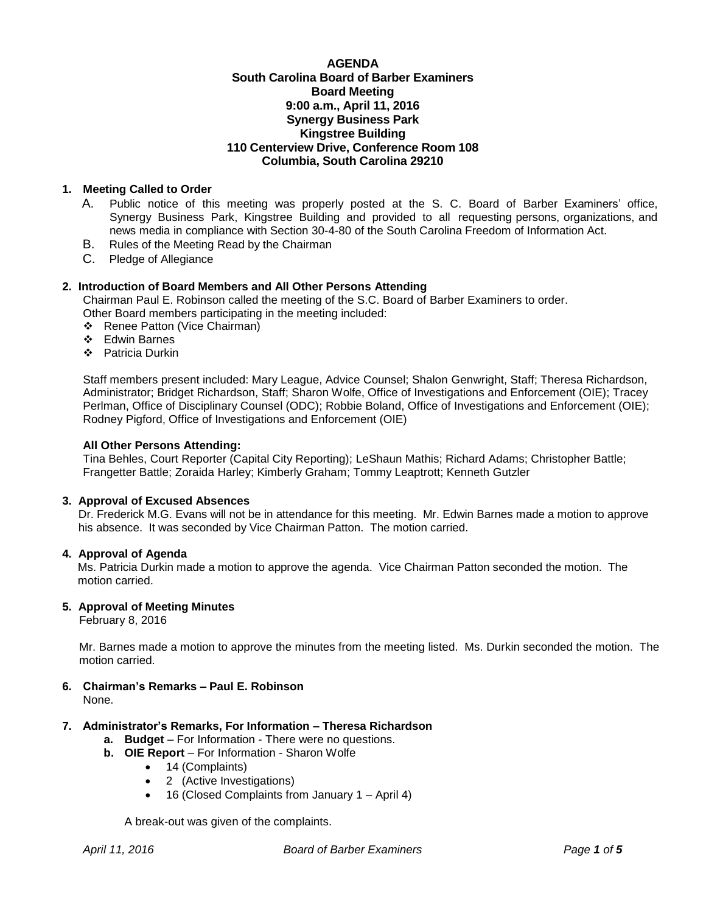# AGENDA
## South Carolina Board of Barber Examiners
## Board Meeting
## 9:00 a.m., April 11, 2016
## Synergy Business Park
## Kingstree Building
## 110 Centerview Drive, Conference Room 108
## Columbia, South Carolina 29210

**1. Meeting Called to Order**

A. Public notice of this meeting was properly posted at the S. C. Board of Barber Examiners' office, Synergy Business Park, Kingstree Building and provided to all requesting persons, organizations, and news media in compliance with Section 30-4-80 of the South Carolina Freedom of Information Act.

B. Rules of the Meeting Read by the Chairman

C. Pledge of Allegiance

**2. Introduction of Board Members and All Other Persons Attending**

Chairman Paul E. Robinson called the meeting of the S.C. Board of Barber Examiners to order.
Other Board members participating in the meeting included:

- Renee Patton (Vice Chairman)
- Edwin Barnes
- Patricia Durkin

Staff members present included: Mary League, Advice Counsel; Shalon Genwright, Staff; Theresa Richardson, Administrator; Bridget Richardson, Staff; Sharon Wolfe, Office of Investigations and Enforcement (OIE); Tracey Perlman, Office of Disciplinary Counsel (ODC); Robbie Boland, Office of Investigations and Enforcement (OIE); Rodney Pigford, Office of Investigations and Enforcement (OIE)

**All Other Persons Attending:**

Tina Behles, Court Reporter (Capital City Reporting); LeShaun Mathis; Richard Adams; Christopher Battle; Frangetter Battle; Zoraida Harley; Kimberly Graham; Tommy Leaptrott; Kenneth Gutzler

**3. Approval of Excused Absences**

Dr. Frederick M.G. Evans will not be in attendance for this meeting. Mr. Edwin Barnes made a motion to approve his absence. It was seconded by Vice Chairman Patton. The motion carried.

**4. Approval of Agenda**

Ms. Patricia Durkin made a motion to approve the agenda. Vice Chairman Patton seconded the motion. The motion carried.

**5. Approval of Meeting Minutes**

February 8, 2016

Mr. Barnes made a motion to approve the minutes from the meeting listed. Ms. Durkin seconded the motion. The motion carried.

**6. Chairman's Remarks – Paul E. Robinson**

None.

**7. Administrator's Remarks, For Information – Theresa Richardson**

- **a. Budget** – For Information - There were no questions.
- **b. OIE Report** – For Information - Sharon Wolfe
  - 14 (Complaints)
  - 2 (Active Investigations)
  - 16 (Closed Complaints from January 1 – April 4)

A break-out was given of the complaints.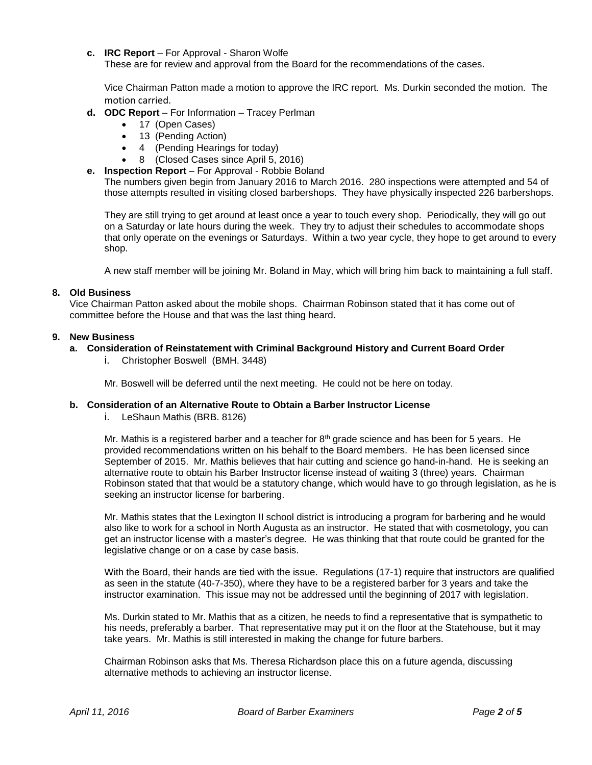**c. IRC Report** – For Approval - Sharon Wolfe

These are for review and approval from the Board for the recommendations of the cases.

Vice Chairman Patton made a motion to approve the IRC report. Ms. Durkin seconded the motion. The motion carried.

**d. ODC Report** – For Information – Tracey Perlman

- 17 (Open Cases)
- 13 (Pending Action)
- 4 (Pending Hearings for today)
- 8 (Closed Cases since April 5, 2016)

**e. Inspection Report** – For Approval - Robbie Boland

The numbers given begin from January 2016 to March 2016. 280 inspections were attempted and 54 of those attempts resulted in visiting closed barbershops. They have physically inspected 226 barbershops.

They are still trying to get around at least once a year to touch every shop. Periodically, they will go out on a Saturday or late hours during the week. They try to adjust their schedules to accommodate shops that only operate on the evenings or Saturdays. Within a two year cycle, they hope to get around to every shop.

A new staff member will be joining Mr. Boland in May, which will bring him back to maintaining a full staff.

## 8. Old Business

Vice Chairman Patton asked about the mobile shops. Chairman Robinson stated that it has come out of committee before the House and that was the last thing heard.

## 9. New Business

**a. Consideration of Reinstatement with Criminal Background History and Current Board Order**

i. Christopher Boswell (BMH. 3448)

Mr. Boswell will be deferred until the next meeting. He could not be here on today.

**b. Consideration of an Alternative Route to Obtain a Barber Instructor License**

i. LeShaun Mathis (BRB. 8126)

Mr. Mathis is a registered barber and a teacher for 8th grade science and has been for 5 years. He provided recommendations written on his behalf to the Board members. He has been licensed since September of 2015. Mr. Mathis believes that hair cutting and science go hand-in-hand. He is seeking an alternative route to obtain his Barber Instructor license instead of waiting 3 (three) years. Chairman Robinson stated that that would be a statutory change, which would have to go through legislation, as he is seeking an instructor license for barbering.

Mr. Mathis states that the Lexington II school district is introducing a program for barbering and he would also like to work for a school in North Augusta as an instructor. He stated that with cosmetology, you can get an instructor license with a master's degree. He was thinking that that route could be granted for the legislative change or on a case by case basis.

With the Board, their hands are tied with the issue. Regulations (17-1) require that instructors are qualified as seen in the statute (40-7-350), where they have to be a registered barber for 3 years and take the instructor examination. This issue may not be addressed until the beginning of 2017 with legislation.

Ms. Durkin stated to Mr. Mathis that as a citizen, he needs to find a representative that is sympathetic to his needs, preferably a barber. That representative may put it on the floor at the Statehouse, but it may take years. Mr. Mathis is still interested in making the change for future barbers.

Chairman Robinson asks that Ms. Theresa Richardson place this on a future agenda, discussing alternative methods to achieving an instructor license.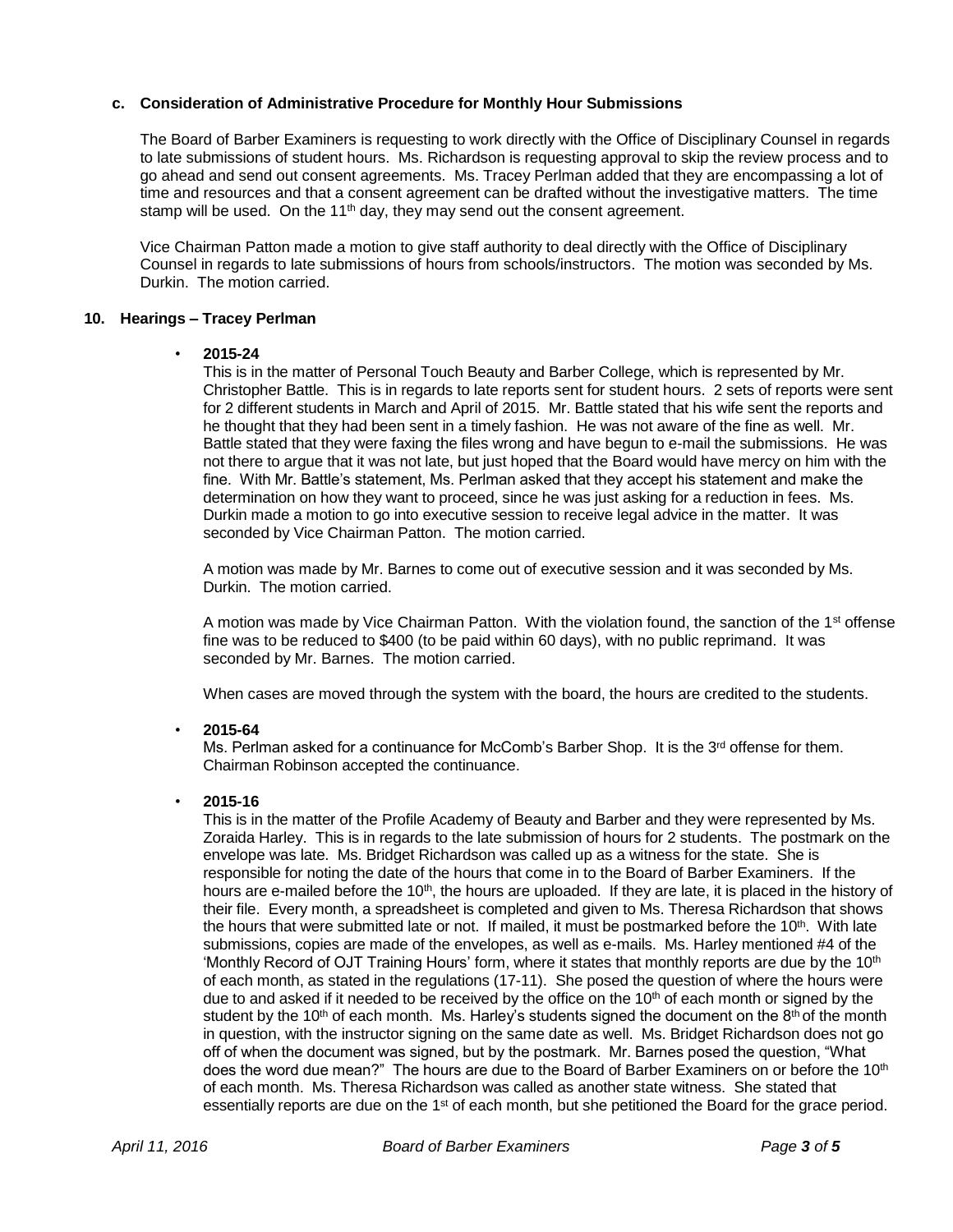**c. Consideration of Administrative Procedure for Monthly Hour Submissions**

The Board of Barber Examiners is requesting to work directly with the Office of Disciplinary Counsel in regards to late submissions of student hours. Ms. Richardson is requesting approval to skip the review process and to go ahead and send out consent agreements. Ms. Tracey Perlman added that they are encompassing a lot of time and resources and that a consent agreement can be drafted without the investigative matters. The time stamp will be used. On the 11th day, they may send out the consent agreement.

Vice Chairman Patton made a motion to give staff authority to deal directly with the Office of Disciplinary Counsel in regards to late submissions of hours from schools/instructors. The motion was seconded by Ms. Durkin. The motion carried.

**10. Hearings – Tracey Perlman**

- **2015-24**

  This is in the matter of Personal Touch Beauty and Barber College, which is represented by Mr. Christopher Battle. This is in regards to late reports sent for student hours. 2 sets of reports were sent for 2 different students in March and April of 2015. Mr. Battle stated that his wife sent the reports and he thought that they had been sent in a timely fashion. He was not aware of the fine as well. Mr. Battle stated that they were faxing the files wrong and have begun to e-mail the submissions. He was not there to argue that it was not late, but just hoped that the Board would have mercy on him with the fine. With Mr. Battle's statement, Ms. Perlman asked that they accept his statement and make the determination on how they want to proceed, since he was just asking for a reduction in fees. Ms. Durkin made a motion to go into executive session to receive legal advice in the matter. It was seconded by Vice Chairman Patton. The motion carried.

  A motion was made by Mr. Barnes to come out of executive session and it was seconded by Ms. Durkin. The motion carried.

  A motion was made by Vice Chairman Patton. With the violation found, the sanction of the 1st offense fine was to be reduced to $400 (to be paid within 60 days), with no public reprimand. It was seconded by Mr. Barnes. The motion carried.

  When cases are moved through the system with the board, the hours are credited to the students.

- **2015-64**

  Ms. Perlman asked for a continuance for McComb's Barber Shop. It is the 3rd offense for them. Chairman Robinson accepted the continuance.

- **2015-16**

  This is in the matter of the Profile Academy of Beauty and Barber and they were represented by Ms. Zoraida Harley. This is in regards to the late submission of hours for 2 students. The postmark on the envelope was late. Ms. Bridget Richardson was called up as a witness for the state. She is responsible for noting the date of the hours that come in to the Board of Barber Examiners. If the hours are e-mailed before the 10th, the hours are uploaded. If they are late, it is placed in the history of their file. Every month, a spreadsheet is completed and given to Ms. Theresa Richardson that shows the hours that were submitted late or not. If mailed, it must be postmarked before the 10th. With late submissions, copies are made of the envelopes, as well as e-mails. Ms. Harley mentioned #4 of the 'Monthly Record of OJT Training Hours' form, where it states that monthly reports are due by the 10th of each month, as stated in the regulations (17-11). She posed the question of where the hours were due to and asked if it needed to be received by the office on the 10th of each month or signed by the student by the 10th of each month. Ms. Harley's students signed the document on the 8th of the month in question, with the instructor signing on the same date as well. Ms. Bridget Richardson does not go off of when the document was signed, but by the postmark. Mr. Barnes posed the question, "What does the word due mean?" The hours are due to the Board of Barber Examiners on or before the 10th of each month. Ms. Theresa Richardson was called as another state witness. She stated that essentially reports are due on the 1st of each month, but she petitioned the Board for the grace period.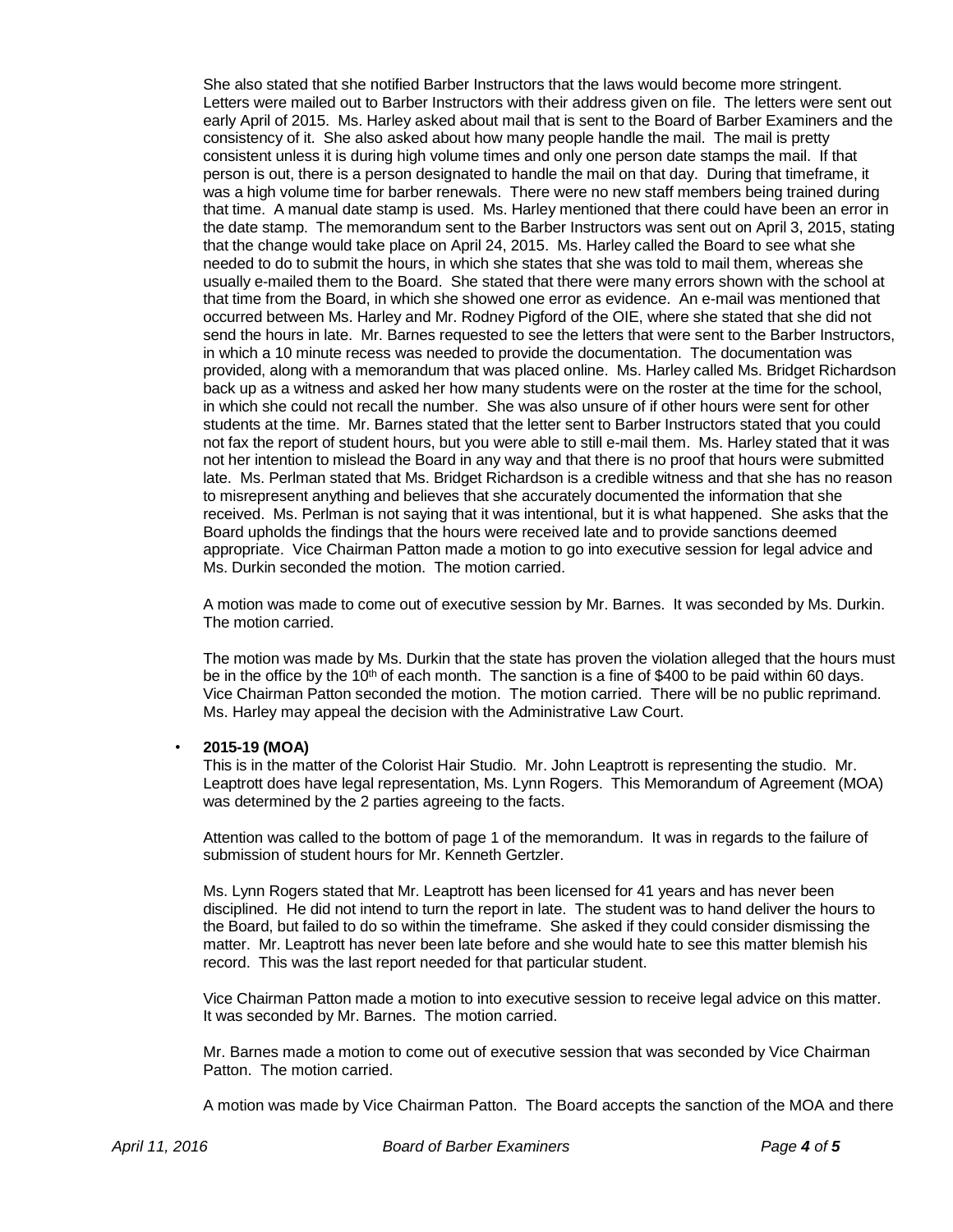She also stated that she notified Barber Instructors that the laws would become more stringent. Letters were mailed out to Barber Instructors with their address given on file. The letters were sent out early April of 2015. Ms. Harley asked about mail that is sent to the Board of Barber Examiners and the consistency of it. She also asked about how many people handle the mail. The mail is pretty consistent unless it is during high volume times and only one person date stamps the mail. If that person is out, there is a person designated to handle the mail on that day. During that timeframe, it was a high volume time for barber renewals. There were no new staff members being trained during that time. A manual date stamp is used. Ms. Harley mentioned that there could have been an error in the date stamp. The memorandum sent to the Barber Instructors was sent out on April 3, 2015, stating that the change would take place on April 24, 2015. Ms. Harley called the Board to see what she needed to do to submit the hours, in which she states that she was told to mail them, whereas she usually e-mailed them to the Board. She stated that there were many errors shown with the school at that time from the Board, in which she showed one error as evidence. An e-mail was mentioned that occurred between Ms. Harley and Mr. Rodney Pigford of the OIE, where she stated that she did not send the hours in late. Mr. Barnes requested to see the letters that were sent to the Barber Instructors, in which a 10 minute recess was needed to provide the documentation. The documentation was provided, along with a memorandum that was placed online. Ms. Harley called Ms. Bridget Richardson back up as a witness and asked her how many students were on the roster at the time for the school, in which she could not recall the number. She was also unsure of if other hours were sent for other students at the time. Mr. Barnes stated that the letter sent to Barber Instructors stated that you could not fax the report of student hours, but you were able to still e-mail them. Ms. Harley stated that it was not her intention to mislead the Board in any way and that there is no proof that hours were submitted late. Ms. Perlman stated that Ms. Bridget Richardson is a credible witness and that she has no reason to misrepresent anything and believes that she accurately documented the information that she received. Ms. Perlman is not saying that it was intentional, but it is what happened. She asks that the Board upholds the findings that the hours were received late and to provide sanctions deemed appropriate. Vice Chairman Patton made a motion to go into executive session for legal advice and Ms. Durkin seconded the motion. The motion carried.

A motion was made to come out of executive session by Mr. Barnes. It was seconded by Ms. Durkin. The motion carried.

The motion was made by Ms. Durkin that the state has proven the violation alleged that the hours must be in the office by the 10th of each month. The sanction is a fine of $400 to be paid within 60 days. Vice Chairman Patton seconded the motion. The motion carried. There will be no public reprimand. Ms. Harley may appeal the decision with the Administrative Law Court.

- **2015-19 (MOA)**

  This is in the matter of the Colorist Hair Studio. Mr. John Leaptrott is representing the studio. Mr. Leaptrott does have legal representation, Ms. Lynn Rogers. This Memorandum of Agreement (MOA) was determined by the 2 parties agreeing to the facts.

  Attention was called to the bottom of page 1 of the memorandum. It was in regards to the failure of submission of student hours for Mr. Kenneth Gertzler.

  Ms. Lynn Rogers stated that Mr. Leaptrott has been licensed for 41 years and has never been disciplined. He did not intend to turn the report in late. The student was to hand deliver the hours to the Board, but failed to do so within the timeframe. She asked if they could consider dismissing the matter. Mr. Leaptrott has never been late before and she would hate to see this matter blemish his record. This was the last report needed for that particular student.

  Vice Chairman Patton made a motion to into executive session to receive legal advice on this matter. It was seconded by Mr. Barnes. The motion carried.

  Mr. Barnes made a motion to come out of executive session that was seconded by Vice Chairman Patton. The motion carried.

  A motion was made by Vice Chairman Patton. The Board accepts the sanction of the MOA and there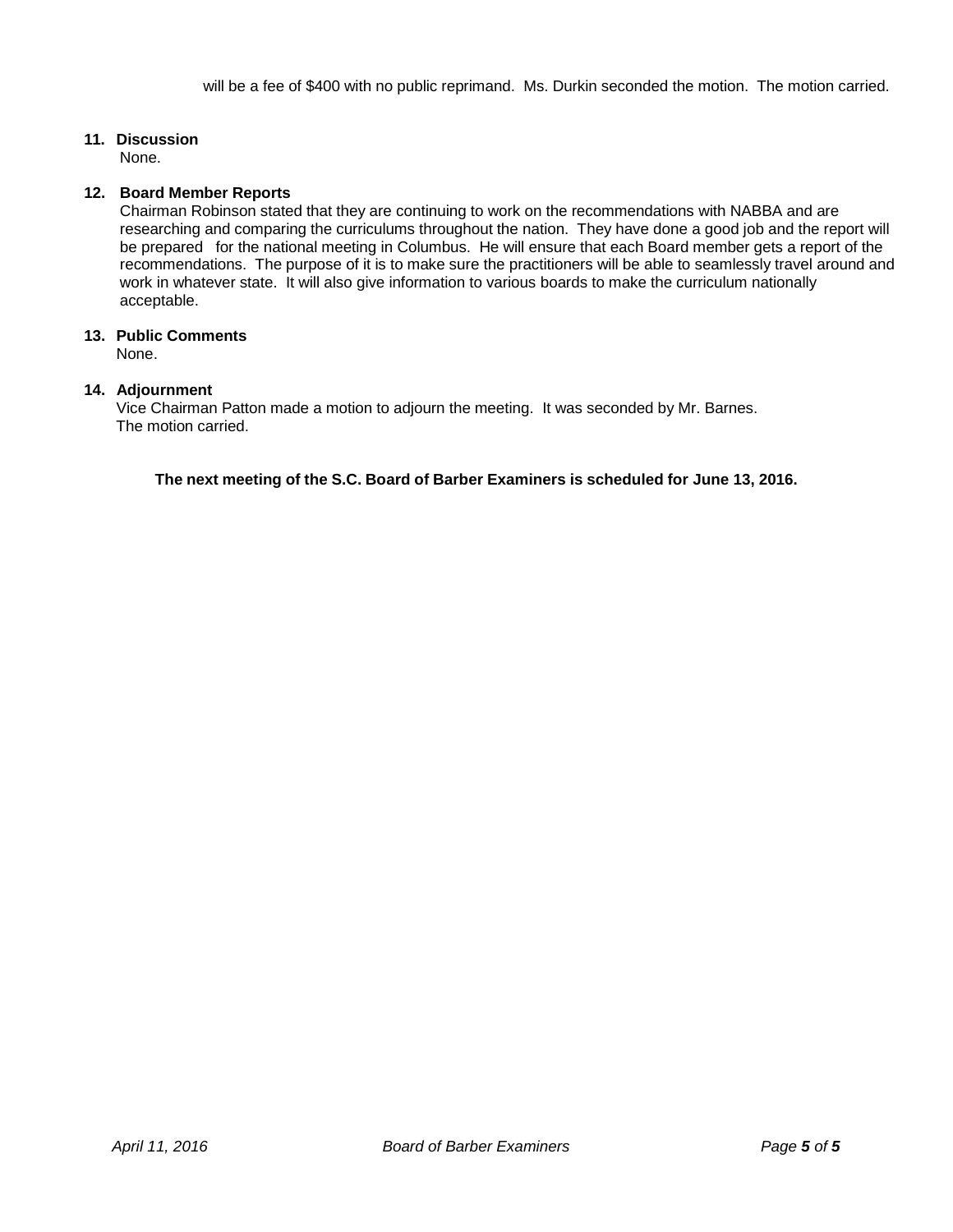will be a fee of $400 with no public reprimand. Ms. Durkin seconded the motion. The motion carried.

**11. Discussion**

None.

**12. Board Member Reports**

Chairman Robinson stated that they are continuing to work on the recommendations with NABBA and are researching and comparing the curriculums throughout the nation. They have done a good job and the report will be prepared for the national meeting in Columbus. He will ensure that each Board member gets a report of the recommendations. The purpose of it is to make sure the practitioners will be able to seamlessly travel around and work in whatever state. It will also give information to various boards to make the curriculum nationally acceptable.

**13. Public Comments**

None.

**14. Adjournment**

Vice Chairman Patton made a motion to adjourn the meeting. It was seconded by Mr. Barnes. The motion carried.

**The next meeting of the S.C. Board of Barber Examiners is scheduled for June 13, 2016.**